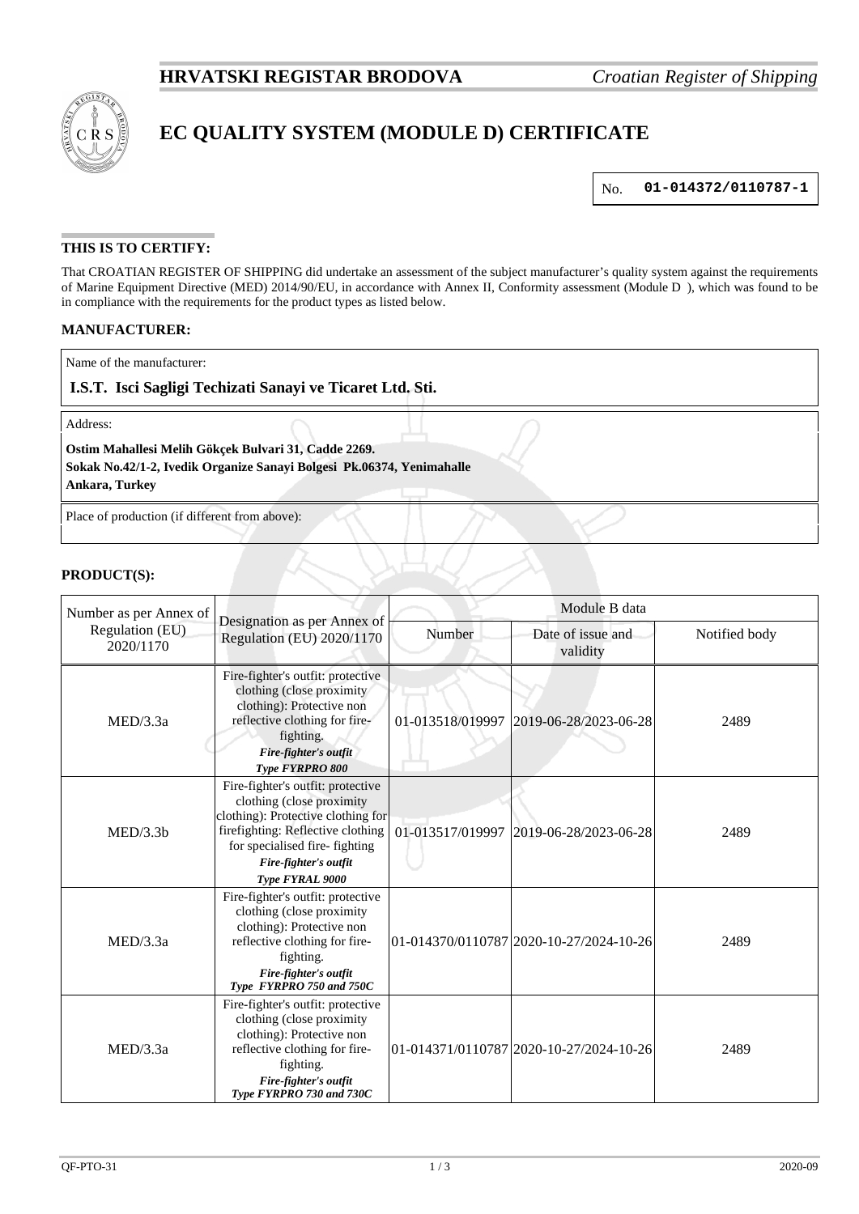HRVATSKI REGISTAR BRODOVA *Croatian Register of Shipping*

# EC QUALITY SYSTEM (MODULE D) CERTIFICATE

No. **01-014372/0110787-1**

## THIS IS TO CERTIFY:

That CROATIAN REGISTER OF SHIPPING did undertake an assessment of the subject manufacturer's quality system against the requirements of Marine Equipment Directive (MED) 2014/90/EU, in accordance with Annex II, Conformity assessment (Module D ), which was found to be in compliance with the requirements for the product types as listed below.

## MANUFACTURER:

Name of the manufacturer:

**I.S.T. Isci Sagligi Techizati Sanayi ve Ticaret Ltd. Sti.**

Address:

**Ostim Mahallesi Melih Gökçek Bulvari 31, Cadde 2269.**
**Sokak No.42/1-2, Ivedik Organize Sanayi Bolgesi Pk.06374, Yenimahalle**
**Ankara, Turkey**

Place of production (if different from above):

## PRODUCT(S):

| Number as per Annex of Regulation (EU) 2020/1170 | Designation as per Annex of Regulation (EU) 2020/1170 | Module B data | | |
|---|---|---|---|---|
| | | Number | Date of issue and validity | Notified body |
| MED/3.3a | Fire-fighter's outfit: protective clothing (close proximity clothing): Protective non reflective clothing for fire-fighting. ***Fire-fighter's outfit Type FYRPRO 800*** | 01-013518/019997 | 2019-06-28/2023-06-28 | 2489 |
| MED/3.3b | Fire-fighter's outfit: protective clothing (close proximity clothing): Protective clothing for firefighting: Reflective clothing for specialised fire- fighting ***Fire-fighter's outfit Type FYRAL 9000*** | 01-013517/019997 | 2019-06-28/2023-06-28 | 2489 |
| MED/3.3a | Fire-fighter's outfit: protective clothing (close proximity clothing): Protective non reflective clothing for fire-fighting. ***Fire-fighter's outfit Type FYRPRO 750 and 750C*** | 01-014370/0110787 | 2020-10-27/2024-10-26 | 2489 |
| MED/3.3a | Fire-fighter's outfit: protective clothing (close proximity clothing): Protective non reflective clothing for fire-fighting. ***Fire-fighter's outfit Type FYRPRO 730 and 730C*** | 01-014371/0110787 | 2020-10-27/2024-10-26 | 2489 |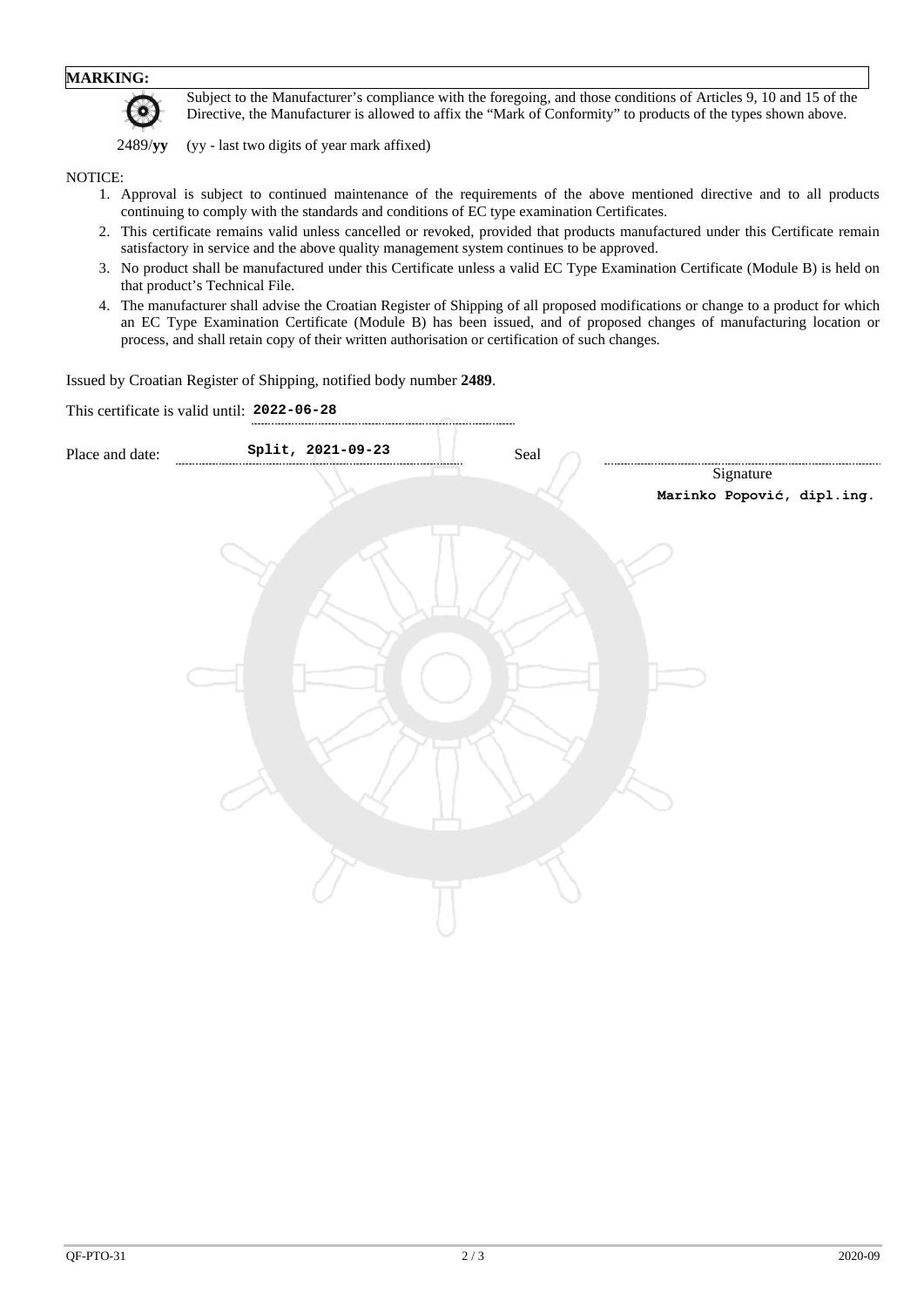**MARKING:**

Subject to the Manufacturer's compliance with the foregoing, and those conditions of Articles 9, 10 and 15 of the Directive, the Manufacturer is allowed to affix the "Mark of Conformity" to products of the types shown above.

2489/**yy** (yy - last two digits of year mark affixed)

NOTICE:

1. Approval is subject to continued maintenance of the requirements of the above mentioned directive and to all products continuing to comply with the standards and conditions of EC type examination Certificates.
2. This certificate remains valid unless cancelled or revoked, provided that products manufactured under this Certificate remain satisfactory in service and the above quality management system continues to be approved.
3. No product shall be manufactured under this Certificate unless a valid EC Type Examination Certificate (Module B) is held on that product's Technical File.
4. The manufacturer shall advise the Croatian Register of Shipping of all proposed modifications or change to a product for which an EC Type Examination Certificate (Module B) has been issued, and of proposed changes of manufacturing location or process, and shall retain copy of their written authorisation or certification of such changes.

Issued by Croatian Register of Shipping, notified body number **2489**.

This certificate is valid until: **2022-06-28**

Place and date: **Split, 2021-09-23** Seal

Signature

**Marinko Popović, dipl.ing.**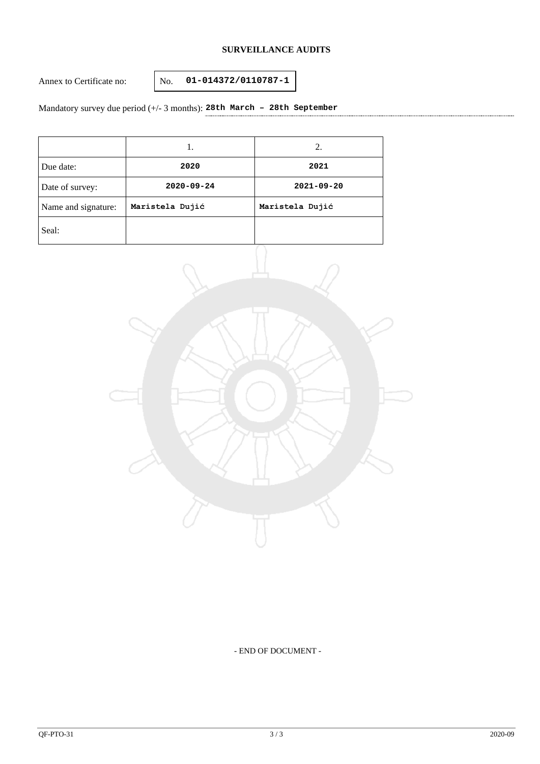**SURVEILLANCE AUDITS**

Annex to Certificate no: No. **01-014372/0110787-1**

Mandatory survey due period (+/- 3 months): **28th March – 28th September**

| | 1. | 2. |
|---|---|---|
| Due date: | **2020** | **2021** |
| Date of survey: | **2020-09-24** | **2021-09-20** |
| Name and signature: | **Maristela Dujić** | **Maristela Dujić** |
| Seal: | | |

- END OF DOCUMENT -